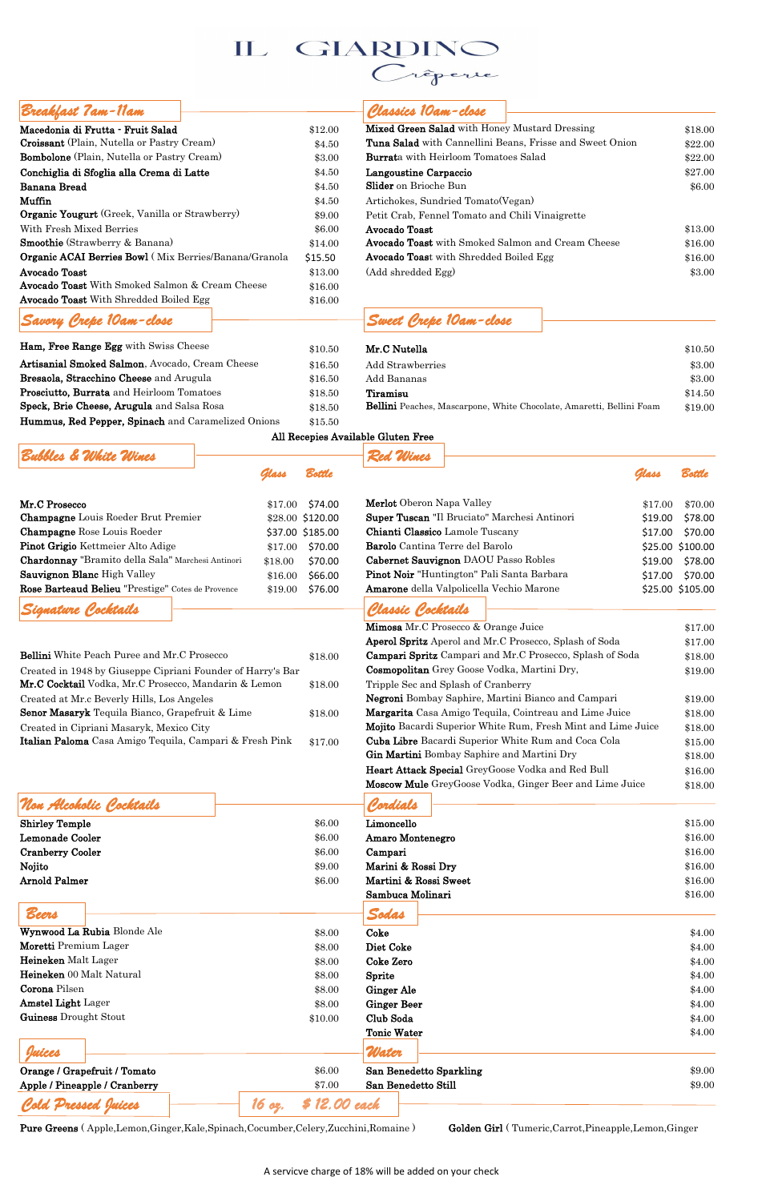# IL GIARDINO

## Crêperie

## Breakfast 7am-11am

| Item | Price |
|---|---|
| **Macedonia di Frutta - Fruit Salad** | $12.00 |
| **Croissant** (Plain, Nutella or Pastry Cream) | $4.50 |
| **Bombolone** (Plain, Nutella or Pastry Cream) | $3.00 |
| **Conchiglia di Sfoglia alla Crema di Latte** | $4.50 |
| **Banana Bread** | $4.50 |
| **Muffin** | $4.50 |
| **Organic Yougurt** (Greek, Vanilla or Strawberry) | $9.00 |
| With Fresh Mixed Berries | $6.00 |
| **Smoothie** (Strawberry & Banana) | $14.00 |
| **Organic ACAI Berries Bowl** ( Mix Berries/Banana/Granola | $15.50 |
| **Avocado Toast** | $13.00 |
| **Avocado Toast** With Smoked Salmon & Cream Cheese | $16.00 |
| **Avocado Toast** With Shredded Boiled Egg | $16.00 |

## Classics 10am-close

| Item | Price |
|---|---|
| **Mixed Green Salad** with Honey Mustard Dressing | $18.00 |
| **Tuna Salad** with Cannellini Beans, Frisse and Sweet Onion | $22.00 |
| **Burrat**a with Heirloom Tomatoes Salad | $22.00 |
| **Langoustine Carpaccio** | $27.00 |
| **Slider** on Brioche Bun | $6.00 |
| Artichokes, Sundried Tomato(Vegan) | |
| Petit Crab, Fennel Tomato and Chili Vinaigrette | |
| **Avocado Toast** | $13.00 |
| **Avocado Toast** with Smoked Salmon and Cream Cheese | $16.00 |
| **Avocado Toas**t with Shredded Boiled Egg | $16.00 |
| (Add shredded Egg) | $3.00 |

## Savory Crepe 10am-close

| Item | Price |
|---|---|
| **Ham, Free Range Egg** with Swiss Cheese | $10.50 |
| **Artisanial Smoked Salmon**, Avocado, Cream Cheese | $16.50 |
| **Bresaola, Stracchino Cheese** and Arugula | $16.50 |
| **Prosciutto, Burrata** and Heirloom Tomatoes | $18.50 |
| **Speck, Brie Cheese, Arugula** and Salsa Rosa | $18.50 |
| **Hummus, Red Pepper, Spinach** and Caramelized Onions | $15.50 |

## Sweet Crepe 10am-close

| Item | Price |
|---|---|
| **Mr.C Nutella** | $10.50 |
| Add Strawberries | $3.00 |
| Add Bananas | $3.00 |
| **Tiramisu** | $14.50 |
| **Bellini** Peaches, Mascarpone, White Chocolate, Amaretti, Bellini Foam | $19.00 |

**All Recepies Available Gluten Free**

## Bubbles & White Wines

| Item | Glass | Bottle |
|---|---|---|
| **Mr.C Prosecco** | $17.00 | $74.00 |
| **Champagne** Louis Roeder Brut Premier | $28.00 | $120.00 |
| **Champagne** Rose Louis Roeder | $37.00 | $185.00 |
| **Pinot Grigio** Kettmeier Alto Adige | $17.00 | $70.00 |
| **Chardonnay** "Bramito della Sala" Marchesi Antinori | $18.00 | $70.00 |
| **Sauvignon Blanc** High Valley | $16.00 | $66.00 |
| **Rose Barteaud Belieu** "Prestige" Cotes de Provence | $19.00 | $76.00 |

## Red Wines

| Item | Glass | Bottle |
|---|---|---|
| **Merlot** Oberon Napa Valley | $17.00 | $70.00 |
| **Super Tuscan** "Il Bruciato" Marchesi Antinori | $19.00 | $78.00 |
| **Chianti Classico** Lamole Tuscany | $17.00 | $70.00 |
| **Barolo** Cantina Terre del Barolo | $25.00 | $100.00 |
| **Cabernet Sauvignon** DAOU Passo Robles | $19.00 | $78.00 |
| **Pinot Noir** "Huntington" Pali Santa Barbara | $17.00 | $70.00 |
| **Amarone** della Valpolicella Vechio Marone | $25.00 | $105.00 |

## Signature Cocktails

| Item | Price |
|---|---|
| **Bellini** White Peach Puree and Mr.C Prosecco | $18.00 |
| Created in 1948 by Giuseppe Cipriani Founder of Harry's Bar | |
| **Mr.C Cocktail** Vodka, Mr.C Prosecco, Mandarin & Lemon | $18.00 |
| Created at Mr.c Beverly Hills, Los Angeles | |
| **Senor Masaryk** Tequila Bianco, Grapefruit & Lime | $18.00 |
| Created in Cipriani Masaryk, Mexico City | |
| **Italian Paloma** Casa Amigo Tequila, Campari & Fresh Pink | $17.00 |

## Classic Cocktails

| Item | Price |
|---|---|
| **Mimosa** Mr.C Prosecco & Orange Juice | $17.00 |
| **Aperol Spritz** Aperol and Mr.C Prosecco, Splash of Soda | $17.00 |
| **Campari Spritz** Campari and Mr.C Prosecco, Splash of Soda | $18.00 |
| **Cosmopolitan** Grey Goose Vodka, Martini Dry, | $19.00 |
| Tripple Sec and Splash of Cranberry | |
| **Negroni** Bombay Saphire, Martini Bianco and Campari | $19.00 |
| **Margarita** Casa Amigo Tequila, Cointreau and Lime Juice | $18.00 |
| **Mojito** Bacardi Superior White Rum, Fresh Mint and Lime Juice | $18.00 |
| **Cuba Libre** Bacardi Superior White Rum and Coca Cola | $15.00 |
| **Gin Martini** Bombay Saphire and Martini Dry | $18.00 |
| **Heart Attack Special** GreyGoose Vodka and Red Bull | $16.00 |
| **Moscow Mule** GreyGoose Vodka, Ginger Beer and Lime Juice | $18.00 |

## Non Alcoholic Cocktails

| Item | Price |
|---|---|
| **Shirley Temple** | $6.00 |
| **Lemonade Cooler** | $6.00 |
| **Cranberry Cooler** | $6.00 |
| **Nojito** | $9.00 |
| **Arnold Palmer** | $6.00 |

## Cordials

| Item | Price |
|---|---|
| **Limoncello** | $15.00 |
| **Amaro Montenegro** | $16.00 |
| **Campari** | $16.00 |
| **Marini & Rossi Dry** | $16.00 |
| **Martini & Rossi Sweet** | $16.00 |
| **Sambuca Molinari** | $16.00 |

## Beers

| Item | Price |
|---|---|
| **Wynwood La Rubia** Blonde Ale | $8.00 |
| **Moretti** Premium Lager | $8.00 |
| **Heineken** Malt Lager | $8.00 |
| **Heineken** 00 Malt Natural | $8.00 |
| **Corona** Pilsen | $8.00 |
| **Amstel Light** Lager | $8.00 |
| **Guiness** Drought Stout | $10.00 |

## Sodas

| Item | Price |
|---|---|
| **Coke** | $4.00 |
| **Diet Coke** | $4.00 |
| **Coke Zero** | $4.00 |
| **Sprite** | $4.00 |
| **Ginger Ale** | $4.00 |
| **Ginger Beer** | $4.00 |
| **Club Soda** | $4.00 |
| **Tonic Water** | $4.00 |

## Juices

| Item | Price |
|---|---|
| **Orange / Grapefruit / Tomato** | $6.00 |
| **Apple / Pineapple / Cranberry** | $7.00 |

## Water

| Item | Price |
|---|---|
| **San Benedetto Sparkling** | $9.00 |
| **San Benedetto Still** | $9.00 |

## Cold Pressed Juices — 16 oz. $ 12.00 each

**Pure Greens** ( Apple,Lemon,Ginger,Kale,Spinach,Cocumber,Celery,Zucchini,Romaine )

**Golden Girl** ( Tumeric,Carrot,Pineapple,Lemon,Ginger

A servicve charge of 18% will be added on your check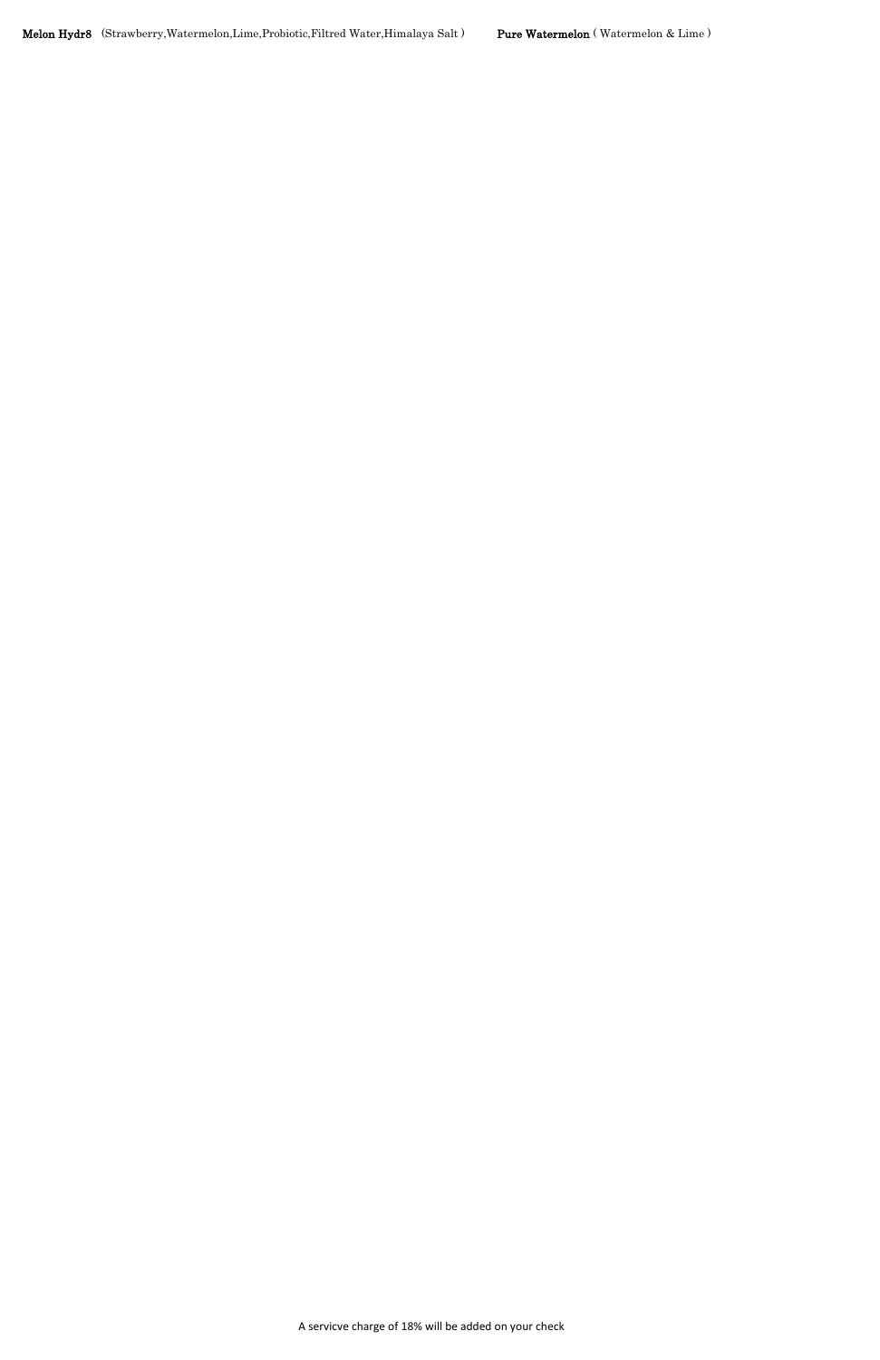**Melon Hydr8** (Strawberry,Watermelon,Lime,Probiotic,Filtred Water,Himalaya Salt )

**Pure Watermelon** ( Watermelon & Lime )

A servicve charge of 18% will be added on your check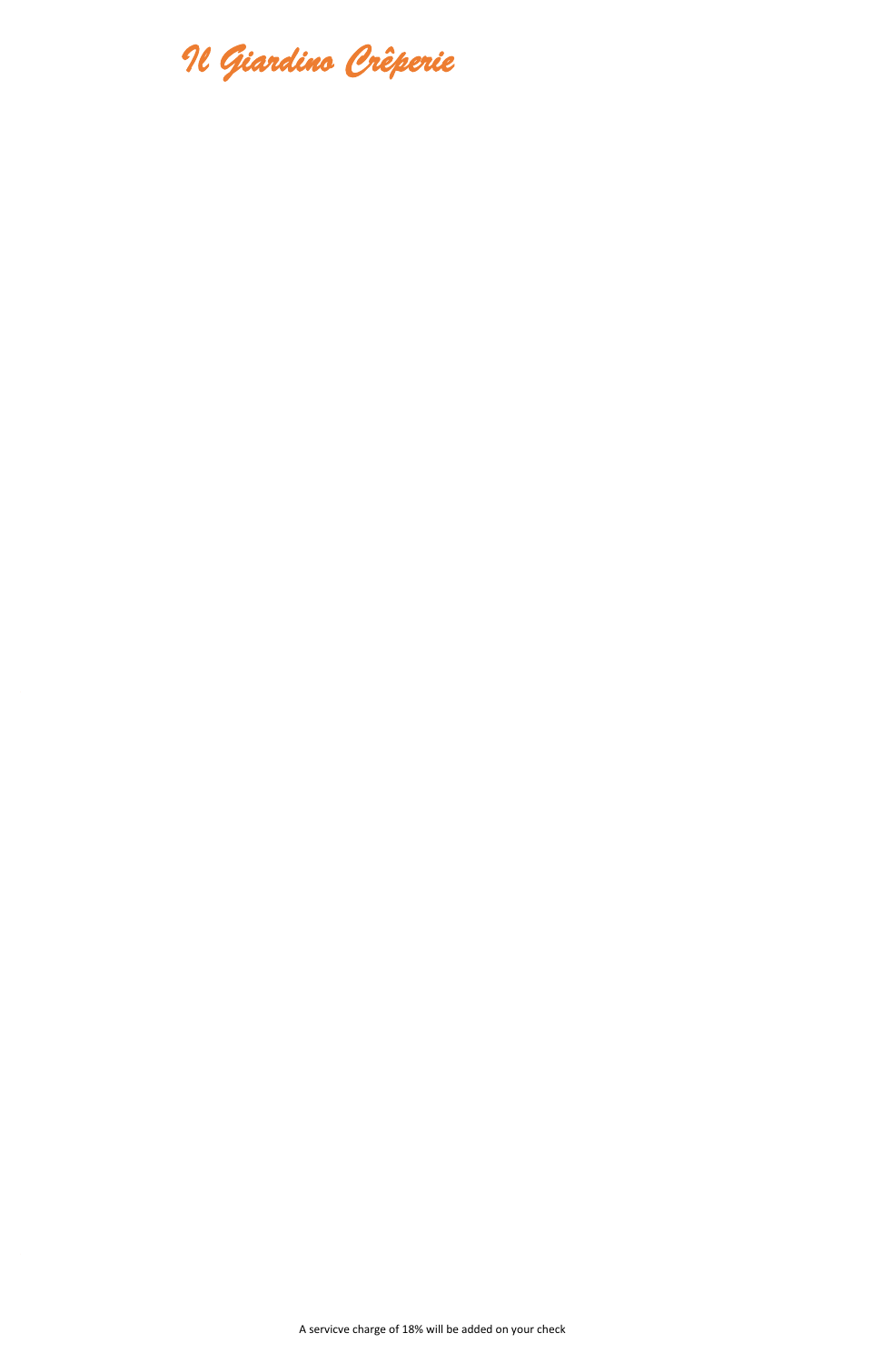# *Il Giardino Crêperie*

A servicve charge of 18% will be added on your check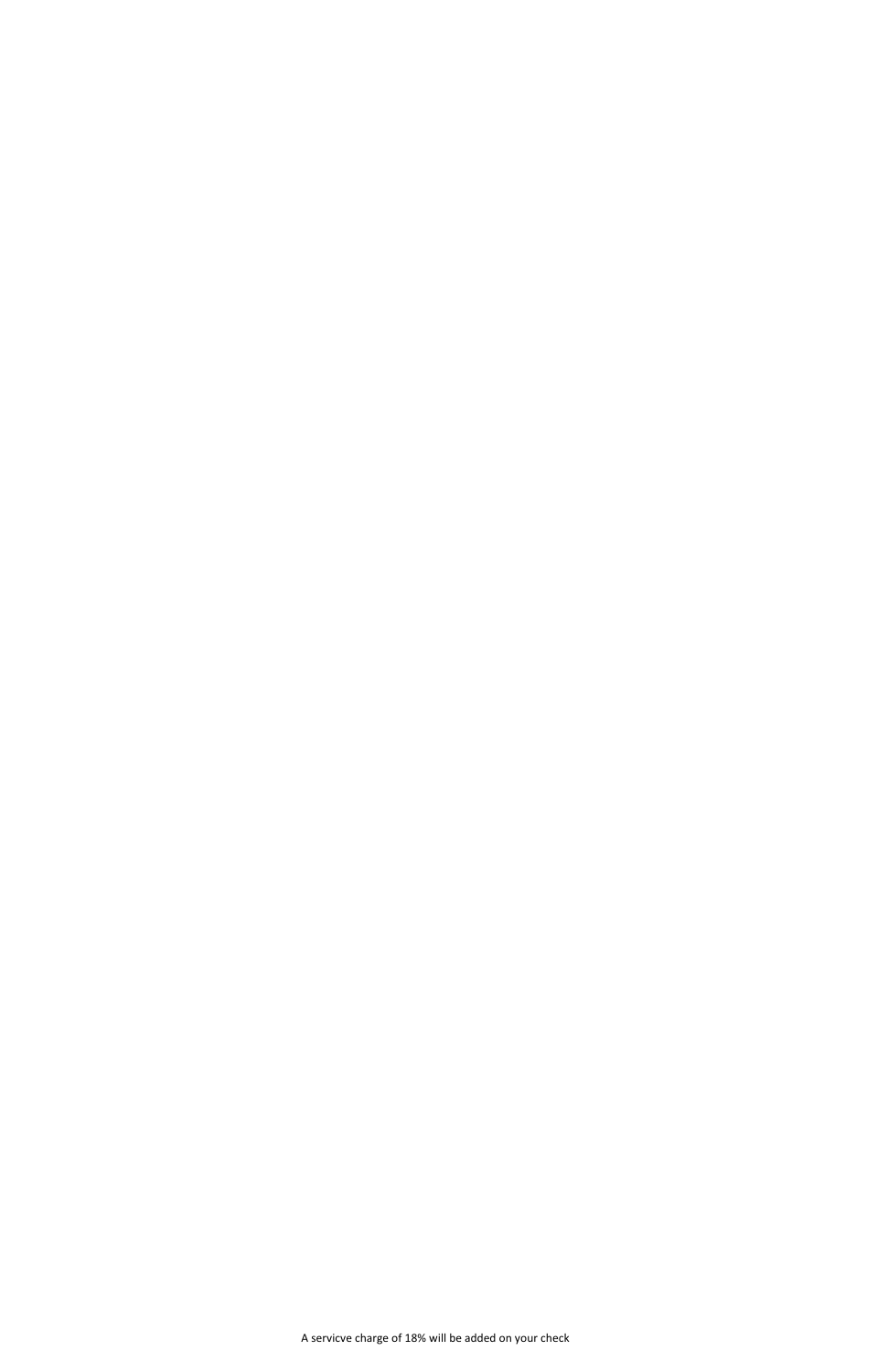A servicve charge of 18% will be added on your check